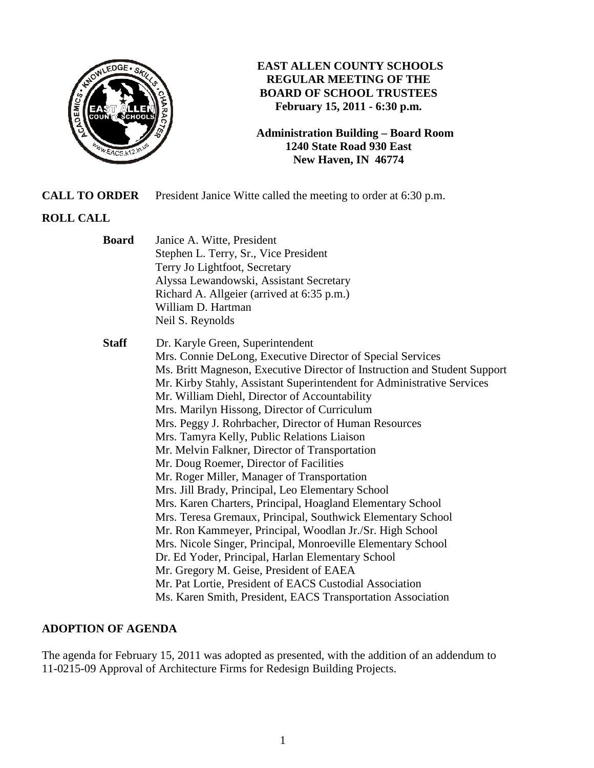# EAST ALLEN COUNTY SCHOOLS
## REGULAR MEETING OF THE BOARD OF SCHOOL TRUSTEES
**February 15, 2011 - 6:30 p.m.**

**Administration Building – Board Room**
**1240 State Road 930 East**
**New Haven, IN 46774**

**CALL TO ORDER** President Janice Witte called the meeting to order at 6:30 p.m.

**ROLL CALL**

**Board**
Janice A. Witte, President
Stephen L. Terry, Sr., Vice President
Terry Jo Lightfoot, Secretary
Alyssa Lewandowski, Assistant Secretary
Richard A. Allgeier (arrived at 6:35 p.m.)
William D. Hartman
Neil S. Reynolds

**Staff**
Dr. Karyle Green, Superintendent
Mrs. Connie DeLong, Executive Director of Special Services
Ms. Britt Magneson, Executive Director of Instruction and Student Support
Mr. Kirby Stahly, Assistant Superintendent for Administrative Services
Mr. William Diehl, Director of Accountability
Mrs. Marilyn Hissong, Director of Curriculum
Mrs. Peggy J. Rohrbacher, Director of Human Resources
Mrs. Tamyra Kelly, Public Relations Liaison
Mr. Melvin Falkner, Director of Transportation
Mr. Doug Roemer, Director of Facilities
Mr. Roger Miller, Manager of Transportation
Mrs. Jill Brady, Principal, Leo Elementary School
Mrs. Karen Charters, Principal, Hoagland Elementary School
Mrs. Teresa Gremaux, Principal, Southwick Elementary School
Mr. Ron Kammeyer, Principal, Woodlan Jr./Sr. High School
Mrs. Nicole Singer, Principal, Monroeville Elementary School
Dr. Ed Yoder, Principal, Harlan Elementary School
Mr. Gregory M. Geise, President of EAEA
Mr. Pat Lortie, President of EACS Custodial Association
Ms. Karen Smith, President, EACS Transportation Association

**ADOPTION OF AGENDA**

The agenda for February 15, 2011 was adopted as presented, with the addition of an addendum to 11-0215-09 Approval of Architecture Firms for Redesign Building Projects.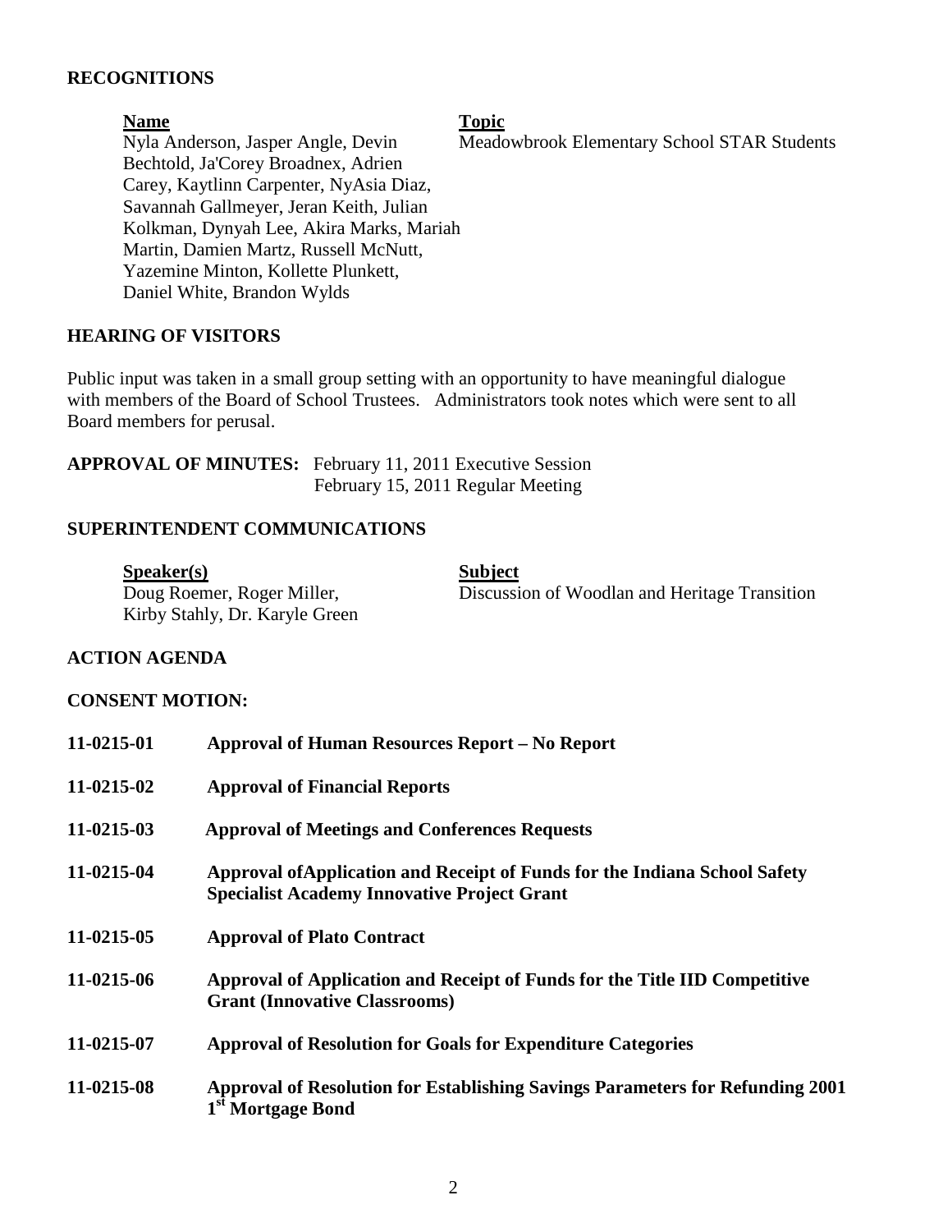## RECOGNITIONS

| Name | Topic |
| --- | --- |
| Nyla Anderson, Jasper Angle, Devin Bechtold, Ja'Corey Broadnex, Adrien Carey, Kaytlinn Carpenter, NyAsia Diaz, Savannah Gallmeyer, Jeran Keith, Julian Kolkman, Dynyah Lee, Akira Marks, Mariah Martin, Damien Martz, Russell McNutt, Yazemine Minton, Kollette Plunkett, Daniel White, Brandon Wylds | Meadowbrook Elementary School STAR Students |

## HEARING OF VISITORS

Public input was taken in a small group setting with an opportunity to have meaningful dialogue with members of the Board of School Trustees. Administrators took notes which were sent to all Board members for perusal.

**APPROVAL OF MINUTES:** February 11, 2011 Executive Session
February 15, 2011 Regular Meeting

## SUPERINTENDENT COMMUNICATIONS

| Speaker(s) | Subject |
| --- | --- |
| Doug Roemer, Roger Miller, Kirby Stahly, Dr. Karyle Green | Discussion of Woodlan and Heritage Transition |

## ACTION AGENDA

## CONSENT MOTION:

**11-0215-01** **Approval of Human Resources Report – No Report**

**11-0215-02** **Approval of Financial Reports**

**11-0215-03** **Approval of Meetings and Conferences Requests**

**11-0215-04** **Approval ofApplication and Receipt of Funds for the Indiana School Safety Specialist Academy Innovative Project Grant**

**11-0215-05** **Approval of Plato Contract**

**11-0215-06** **Approval of Application and Receipt of Funds for the Title IID Competitive Grant (Innovative Classrooms)**

**11-0215-07** **Approval of Resolution for Goals for Expenditure Categories**

**11-0215-08** **Approval of Resolution for Establishing Savings Parameters for Refunding 2001 1st Mortgage Bond**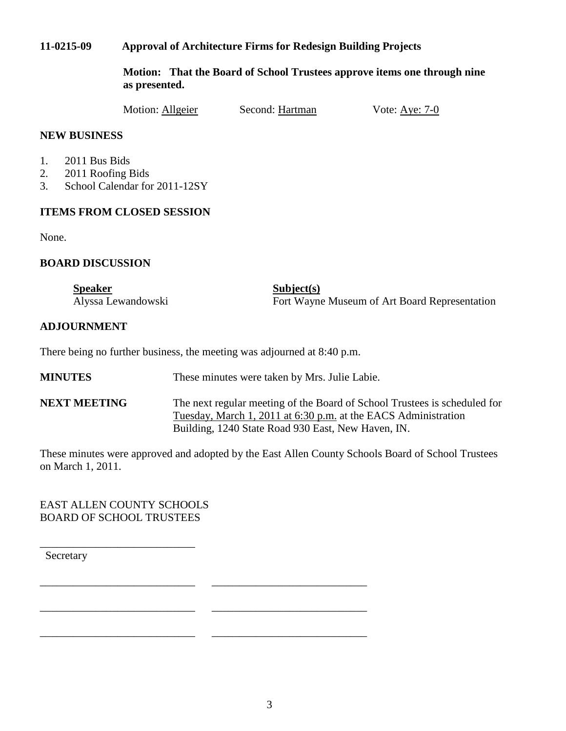**11-0215-09 Approval of Architecture Firms for Redesign Building Projects**

**Motion: That the Board of School Trustees approve items one through nine as presented.**

Motion: Allgeier Second: Hartman Vote: Aye: 7-0

## NEW BUSINESS

1. 2011 Bus Bids
2. 2011 Roofing Bids
3. School Calendar for 2011-12SY

## ITEMS FROM CLOSED SESSION

None.

## BOARD DISCUSSION

| Speaker | Subject(s) |
| --- | --- |
| Alyssa Lewandowski | Fort Wayne Museum of Art Board Representation |

## ADJOURNMENT

There being no further business, the meeting was adjourned at 8:40 p.m.

**MINUTES** These minutes were taken by Mrs. Julie Labie.

**NEXT MEETING** The next regular meeting of the Board of School Trustees is scheduled for Tuesday, March 1, 2011 at 6:30 p.m. at the EACS Administration Building, 1240 State Road 930 East, New Haven, IN.

These minutes were approved and adopted by the East Allen County Schools Board of School Trustees on March 1, 2011.

EAST ALLEN COUNTY SCHOOLS
BOARD OF SCHOOL TRUSTEES

_____________________________
Secretary

_____________________________ _____________________________

_____________________________ _____________________________

_____________________________ _____________________________